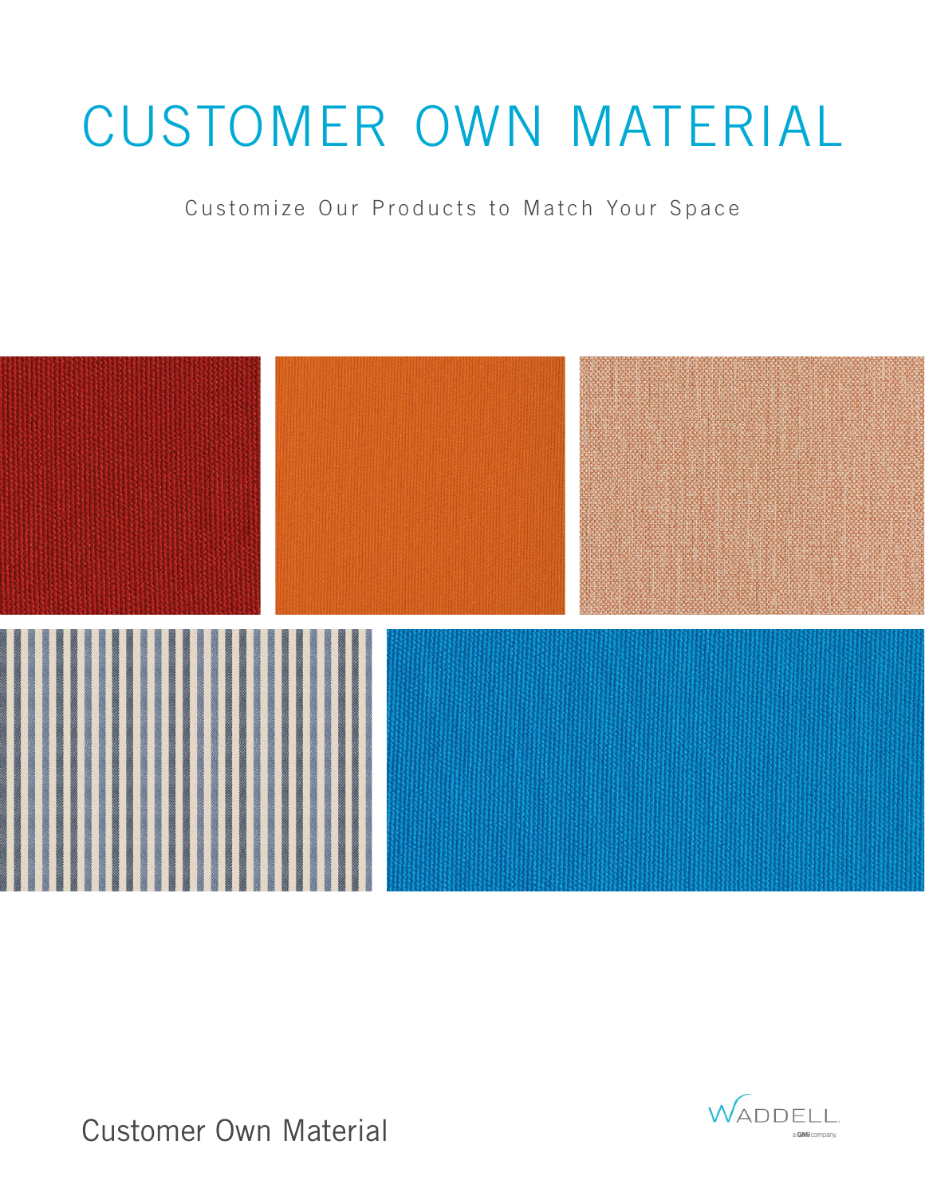# CUSTOMER OWN MATERIAL

Customize Our Products to Match Your Space

Customer Own Material

WADDELL
a GMi company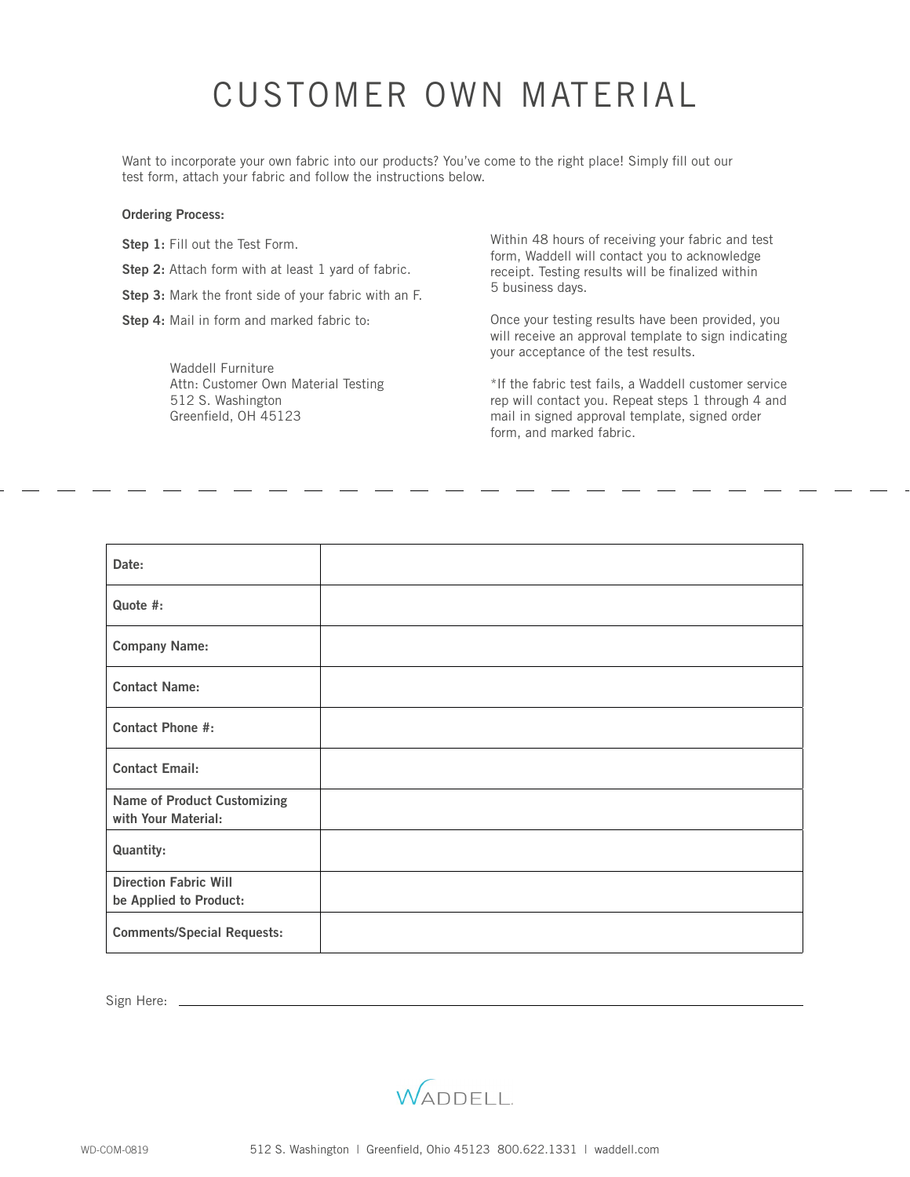# CUSTOMER OWN MATERIAL

Want to incorporate your own fabric into our products? You've come to the right place! Simply fill out our test form, attach your fabric and follow the instructions below.

**Ordering Process:**

**Step 1:** Fill out the Test Form.

**Step 2:** Attach form with at least 1 yard of fabric.

**Step 3:** Mark the front side of your fabric with an F.

**Step 4:** Mail in form and marked fabric to:

> Waddell Furniture
> Attn: Customer Own Material Testing
> 512 S. Washington
> Greenfield, OH 45123

Within 48 hours of receiving your fabric and test form, Waddell will contact you to acknowledge receipt. Testing results will be finalized within 5 business days.

Once your testing results have been provided, you will receive an approval template to sign indicating your acceptance of the test results.

*If the fabric test fails, a Waddell customer service rep will contact you. Repeat steps 1 through 4 and mail in signed approval template, signed order form, and marked fabric.

| | |
|---|---|
| **Date:** | |
| **Quote #:** | |
| **Company Name:** | |
| **Contact Name:** | |
| **Contact Phone #:** | |
| **Contact Email:** | |
| **Name of Product Customizing with Your Material:** | |
| **Quantity:** | |
| **Direction Fabric Will be Applied to Product:** | |
| **Comments/Special Requests:** | |

Sign Here: ______________________________________________

WADDELL

WD-COM-0819

512 S. Washington | Greenfield, Ohio 45123 800.622.1331 | waddell.com